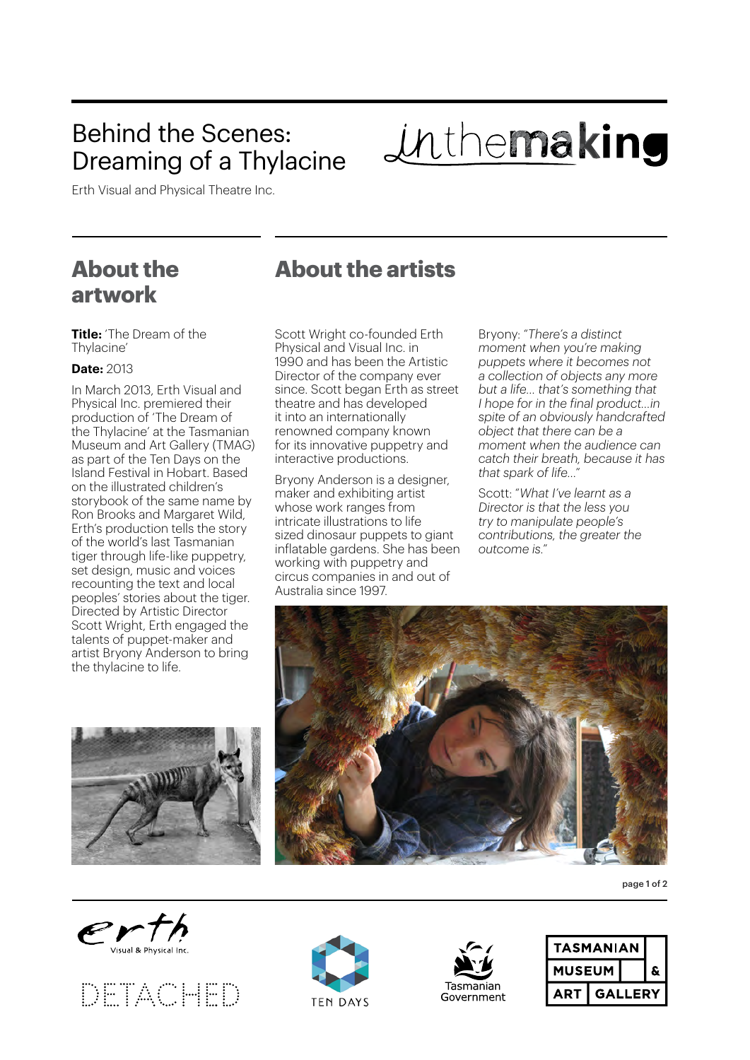# Behind the Scenes: Dreaming of a Thylacine

Erth Visual and Physical Theatre Inc.

inthemaking

## About the artwork

**Title:** 'The Dream of the Thylacine'

**Date:** 2013

In March 2013, Erth Visual and Physical Inc. premiered their production of 'The Dream of the Thylacine' at the Tasmanian Museum and Art Gallery (TMAG) as part of the Ten Days on the Island Festival in Hobart. Based on the illustrated children's storybook of the same name by Ron Brooks and Margaret Wild, Erth's production tells the story of the world's last Tasmanian tiger through life-like puppetry, set design, music and voices recounting the text and local peoples' stories about the tiger. Directed by Artistic Director Scott Wright, Erth engaged the talents of puppet-maker and artist Bryony Anderson to bring the thylacine to life.

## About the artists

Scott Wright co-founded Erth Physical and Visual Inc. in 1990 and has been the Artistic Director of the company ever since. Scott began Erth as street theatre and has developed it into an internationally renowned company known for its innovative puppetry and interactive productions.

Bryony Anderson is a designer, maker and exhibiting artist whose work ranges from intricate illustrations to life sized dinosaur puppets to giant inflatable gardens. She has been working with puppetry and circus companies in and out of Australia since 1997.

Bryony: *"There's a distinct moment when you're making puppets where it becomes not a collection of objects any more but a life… that's something that I hope for in the final product…in spite of an obviously handcrafted object that there can be a moment when the audience can catch their breath, because it has that spark of life…"*

Scott: *"What I've learnt as a Director is that the less you try to manipulate people's contributions, the greater the outcome is."*

erth Visual & Physical Inc.

DETACHED

TEN DAYS

Tasmanian Government

TASMANIAN MUSEUM & ART GALLERY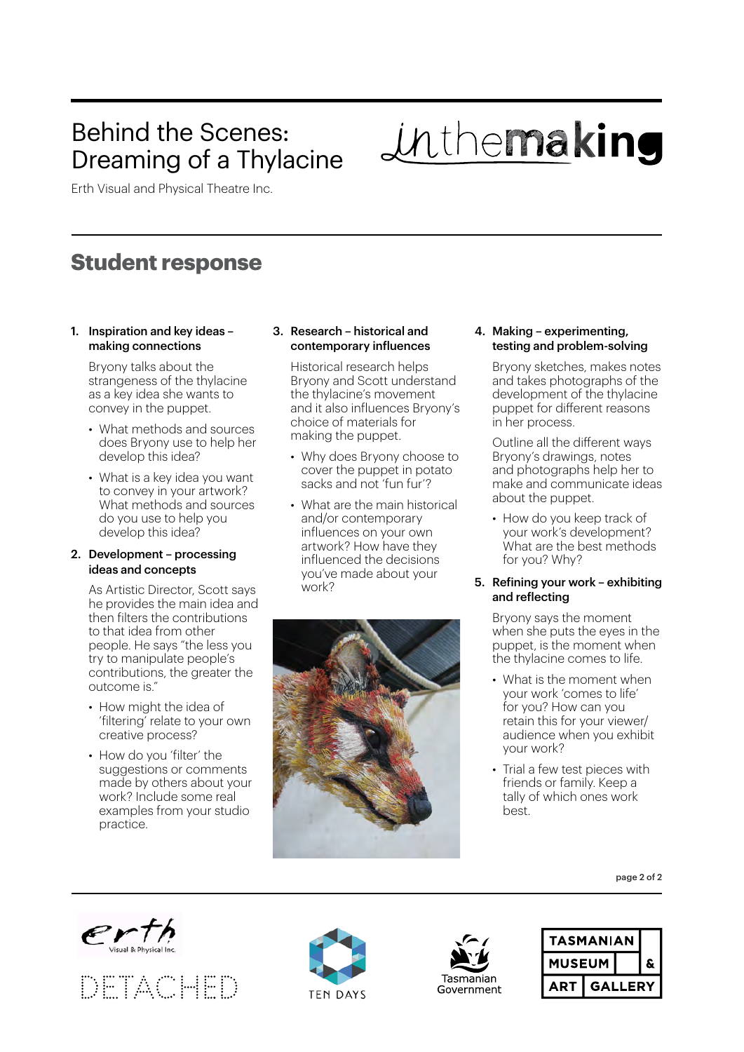# Behind the Scenes: Dreaming of a Thylacine

inthemaking

Erth Visual and Physical Theatre Inc.

## Student response

**1. Inspiration and key ideas – making connections**

Bryony talks about the strangeness of the thylacine as a key idea she wants to convey in the puppet.

- What methods and sources does Bryony use to help her develop this idea?
- What is a key idea you want to convey in your artwork? What methods and sources do you use to help you develop this idea?

**2. Development – processing ideas and concepts**

As Artistic Director, Scott says he provides the main idea and then filters the contributions to that idea from other people. He says "the less you try to manipulate people's contributions, the greater the outcome is."

- How might the idea of 'filtering' relate to your own creative process?
- How do you 'filter' the suggestions or comments made by others about your work? Include some real examples from your studio practice.

**3. Research – historical and contemporary influences**

Historical research helps Bryony and Scott understand the thylacine's movement and it also influences Bryony's choice of materials for making the puppet.

- Why does Bryony choose to cover the puppet in potato sacks and not 'fun fur'?
- What are the main historical and/or contemporary influences on your own artwork? How have they influenced the decisions you've made about your work?

**4. Making – experimenting, testing and problem-solving**

Bryony sketches, makes notes and takes photographs of the development of the thylacine puppet for different reasons in her process.

Outline all the different ways Bryony's drawings, notes and photographs help her to make and communicate ideas about the puppet.

- How do you keep track of your work's development? What are the best methods for you? Why?

**5. Refining your work – exhibiting and reflecting**

Bryony says the moment when she puts the eyes in the puppet, is the moment when the thylacine comes to life.

- What is the moment when your work 'comes to life' for you? How can you retain this for your viewer/audience when you exhibit your work?
- Trial a few test pieces with friends or family. Keep a tally of which ones work best.

erth Visual & Physical Inc.

DETACHED

TEN DAYS

Tasmanian Government

TASMANIAN MUSEUM & ART GALLERY